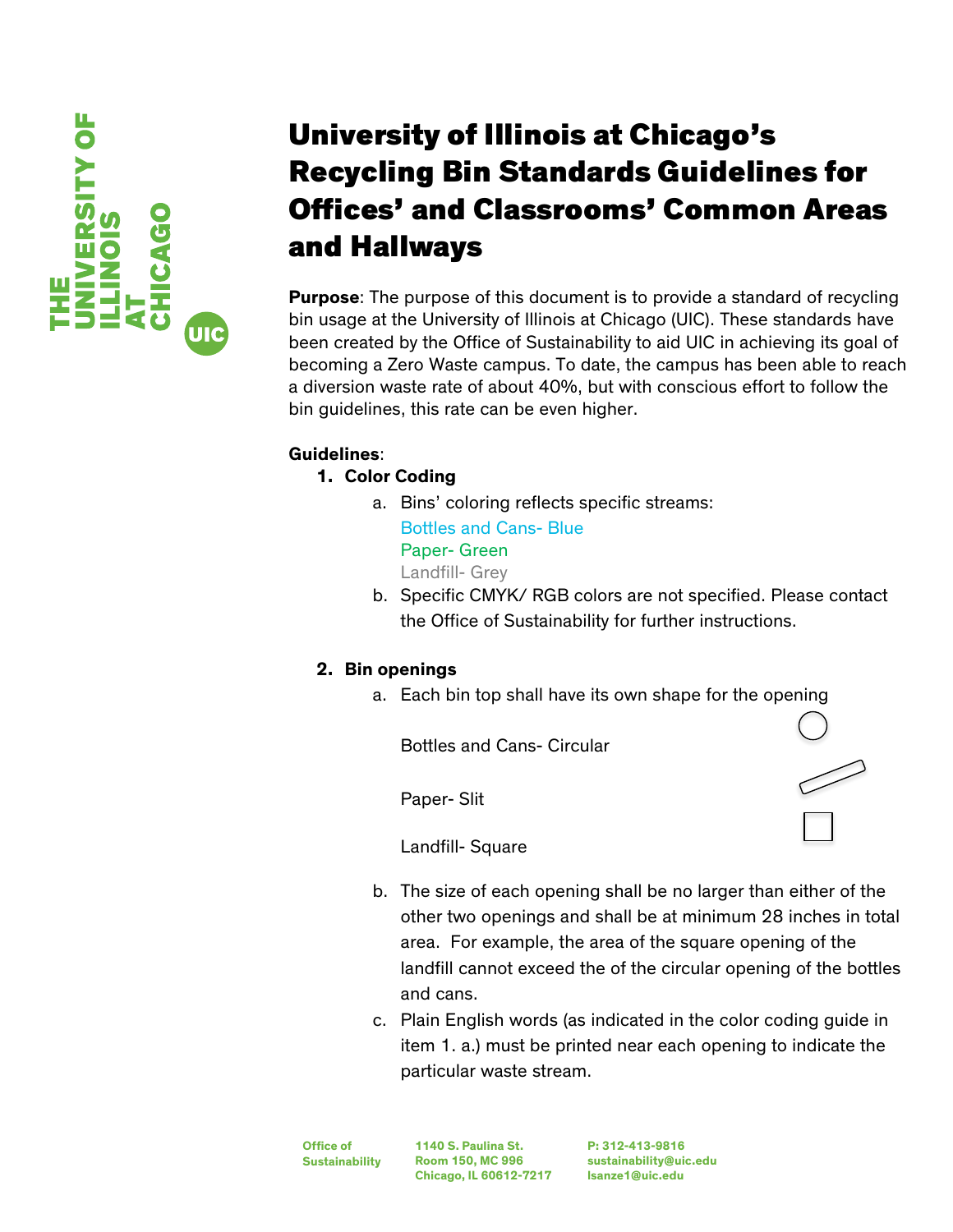// UIC Recycling Bin Standards Guidelines

# University of Illinois at Chicago's Recycling Bin Standards Guidelines for Offices' and Classrooms' Common Areas and Hallways

**Purpose**: The purpose of this document is to provide a standard of recycling bin usage at the University of Illinois at Chicago (UIC). These standards have been created by the Office of Sustainability to aid UIC in achieving its goal of becoming a Zero Waste campus. To date, the campus has been able to reach a diversion waste rate of about 40%, but with conscious effort to follow the bin guidelines, this rate can be even higher.

**Guidelines**:

1. **Color Coding**
   a. Bins' coloring reflects specific streams:
      Bottles and Cans- Blue
      Paper- Green
      Landfill- Grey
   b. Specific CMYK/ RGB colors are not specified. Please contact the Office of Sustainability for further instructions.

2. **Bin openings**
   a. Each bin top shall have its own shape for the opening

      Bottles and Cans- Circular

      Paper- Slit

      Landfill- Square

   b. The size of each opening shall be no larger than either of the other two openings and shall be at minimum 28 inches in total area. For example, the area of the square opening of the landfill cannot exceed the of the circular opening of the bottles and cans.
   c. Plain English words (as indicated in the color coding guide in item 1. a.) must be printed near each opening to indicate the particular waste stream.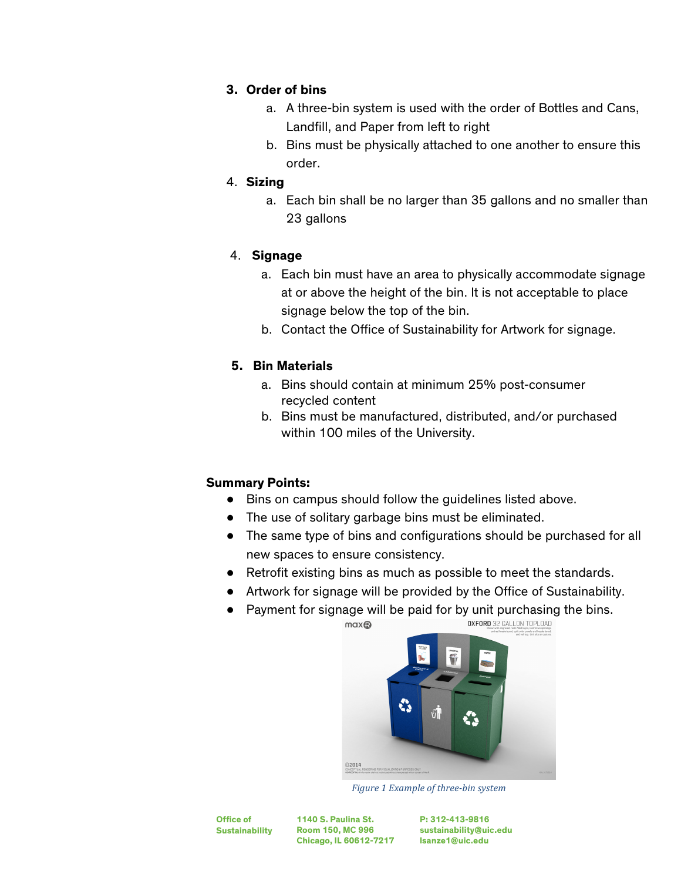3. **Order of bins**
    a. A three-bin system is used with the order of Bottles and Cans, Landfill, and Paper from left to right
    b. Bins must be physically attached to one another to ensure this order.
4. **Sizing**
    a. Each bin shall be no larger than 35 gallons and no smaller than 23 gallons

4. **Signage**
    a. Each bin must have an area to physically accommodate signage at or above the height of the bin. It is not acceptable to place signage below the top of the bin.
    b. Contact the Office of Sustainability for Artwork for signage.

5. **Bin Materials**
    a. Bins should contain at minimum 25% post-consumer recycled content
    b. Bins must be manufactured, distributed, and/or purchased within 100 miles of the University.

**Summary Points:**

- Bins on campus should follow the guidelines listed above.
- The use of solitary garbage bins must be eliminated.
- The same type of bins and configurations should be purchased for all new spaces to ensure consistency.
- Retrofit existing bins as much as possible to meet the standards.
- Artwork for signage will be provided by the Office of Sustainability.
- Payment for signage will be paid for by unit purchasing the bins.

*Figure 1 Example of three-bin system*

Office of Sustainability
1140 S. Paulina St.
Room 150, MC 996
Chicago, IL 60612-7217
P: 312-413-9816
sustainability@uic.edu
lsanze1@uic.edu